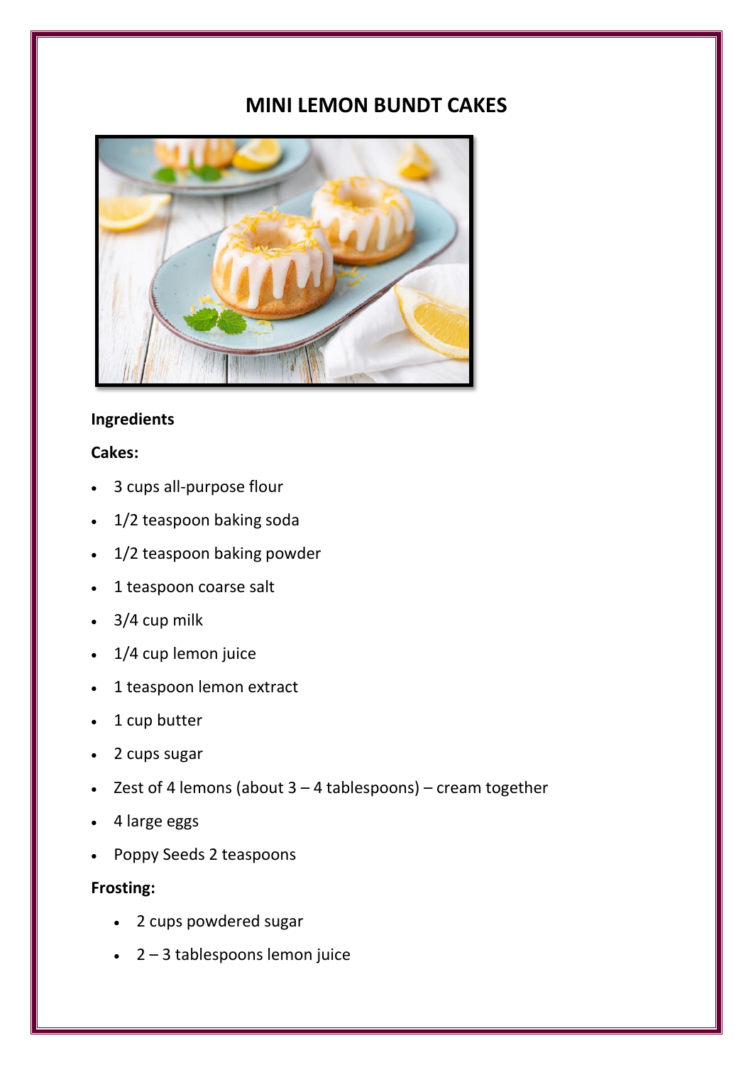# MINI LEMON BUNDT CAKES

**Ingredients**

**Cakes:**

- 3 cups all-purpose flour
- 1/2 teaspoon baking soda
- 1/2 teaspoon baking powder
- 1 teaspoon coarse salt
- 3/4 cup milk
- 1/4 cup lemon juice
- 1 teaspoon lemon extract
- 1 cup butter
- 2 cups sugar
- Zest of 4 lemons (about 3 – 4 tablespoons) – cream together
- 4 large eggs
- Poppy Seeds 2 teaspoons

**Frosting:**

- 2 cups powdered sugar
- 2 – 3 tablespoons lemon juice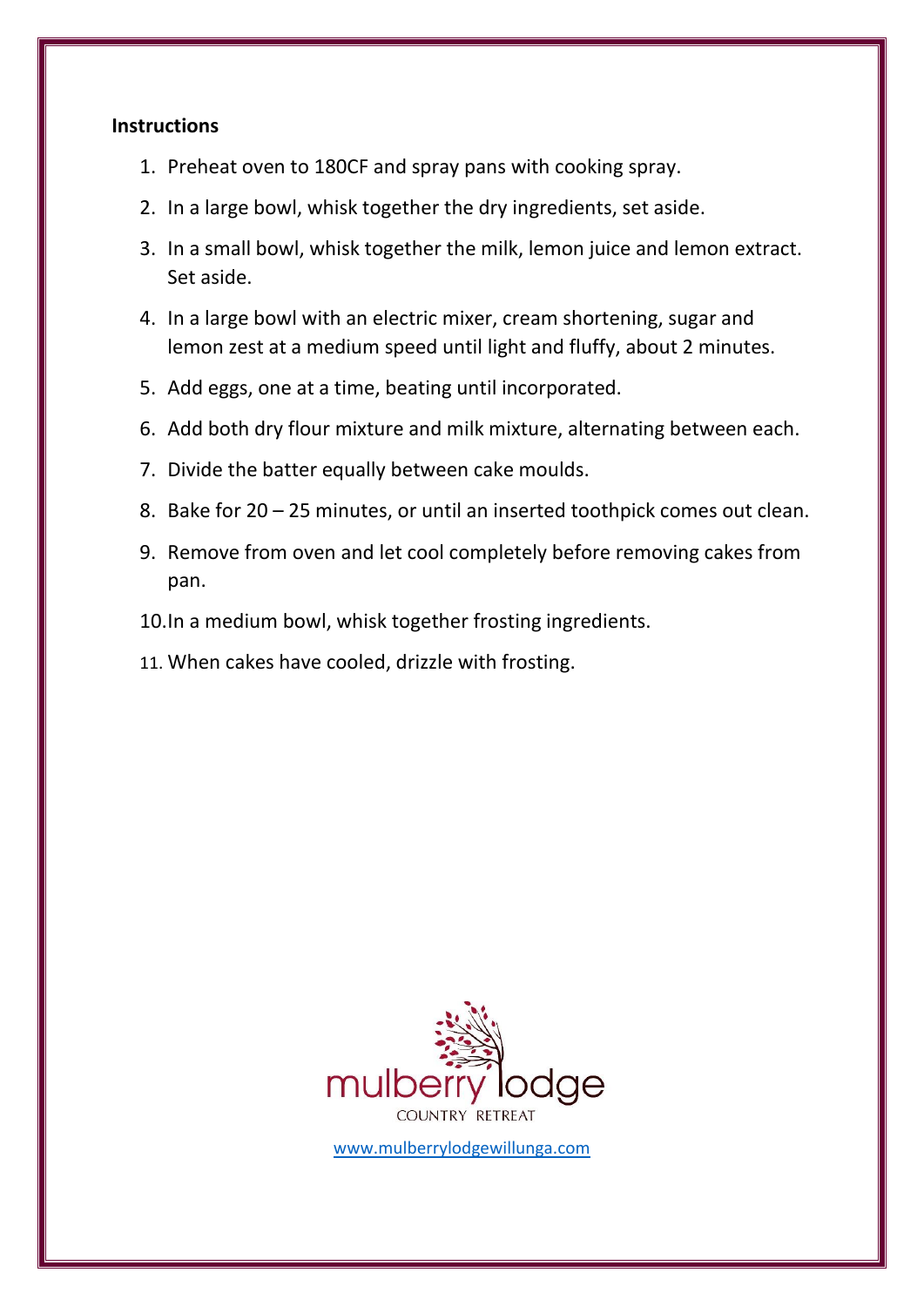**Instructions**

1. Preheat oven to 180CF and spray pans with cooking spray.
2. In a large bowl, whisk together the dry ingredients, set aside.
3. In a small bowl, whisk together the milk, lemon juice and lemon extract. Set aside.
4. In a large bowl with an electric mixer, cream shortening, sugar and lemon zest at a medium speed until light and fluffy, about 2 minutes.
5. Add eggs, one at a time, beating until incorporated.
6. Add both dry flour mixture and milk mixture, alternating between each.
7. Divide the batter equally between cake moulds.
8. Bake for 20 – 25 minutes, or until an inserted toothpick comes out clean.
9. Remove from oven and let cool completely before removing cakes from pan.
10. In a medium bowl, whisk together frosting ingredients.
11. When cakes have cooled, drizzle with frosting.

mulberry lodge
COUNTRY RETREAT

[www.mulberrylodgewillunga.com](http://www.mulberrylodgewillunga.com)